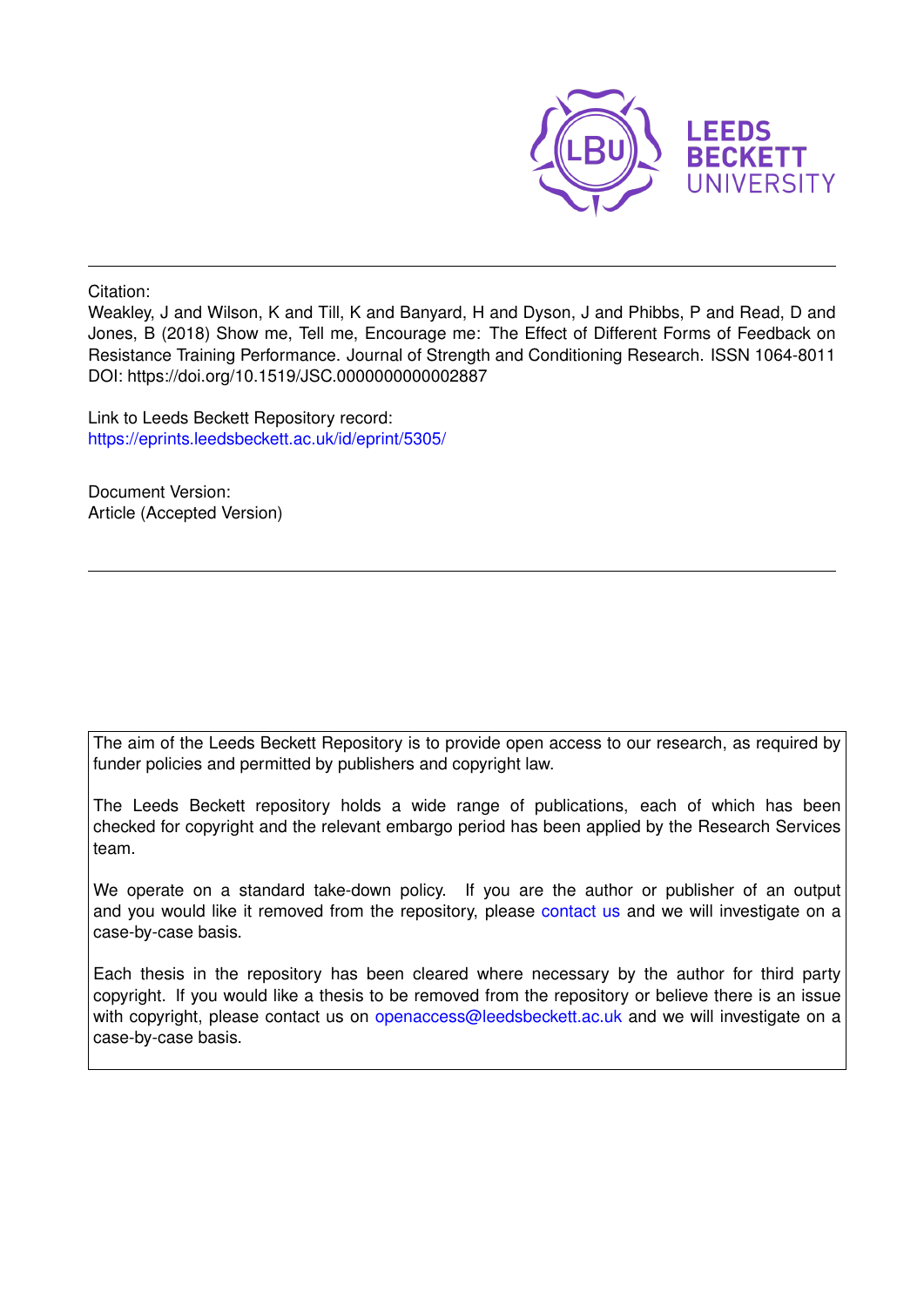Citation:

Weakley, J and Wilson, K and Till, K and Banyard, H and Dyson, J and Phibbs, P and Read, D and Jones, B (2018) Show me, Tell me, Encourage me: The Effect of Different Forms of Feedback on Resistance Training Performance. Journal of Strength and Conditioning Research. ISSN 1064-8011 DOI: https://doi.org/10.1519/JSC.0000000000002887

Link to Leeds Beckett Repository record:
https://eprints.leedsbeckett.ac.uk/id/eprint/5305/

Document Version:
Article (Accepted Version)

The aim of the Leeds Beckett Repository is to provide open access to our research, as required by funder policies and permitted by publishers and copyright law.

The Leeds Beckett repository holds a wide range of publications, each of which has been checked for copyright and the relevant embargo period has been applied by the Research Services team.

We operate on a standard take-down policy. If you are the author or publisher of an output and you would like it removed from the repository, please contact us and we will investigate on a case-by-case basis.

Each thesis in the repository has been cleared where necessary by the author for third party copyright. If you would like a thesis to be removed from the repository or believe there is an issue with copyright, please contact us on openaccess@leedsbeckett.ac.uk and we will investigate on a case-by-case basis.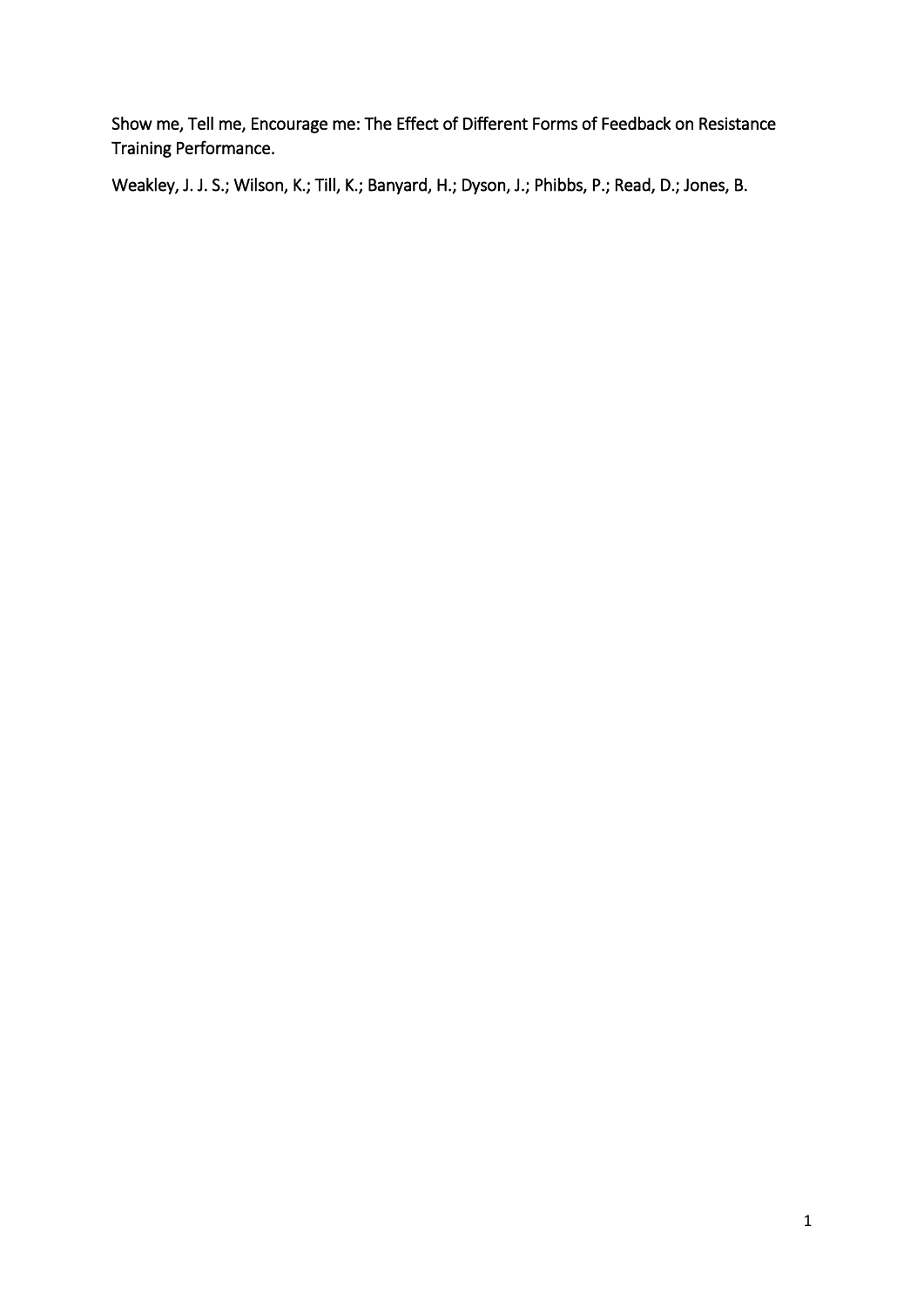Show me, Tell me, Encourage me: The Effect of Different Forms of Feedback on Resistance Training Performance.

Weakley, J. J. S.; Wilson, K.; Till, K.; Banyard, H.; Dyson, J.; Phibbs, P.; Read, D.; Jones, B.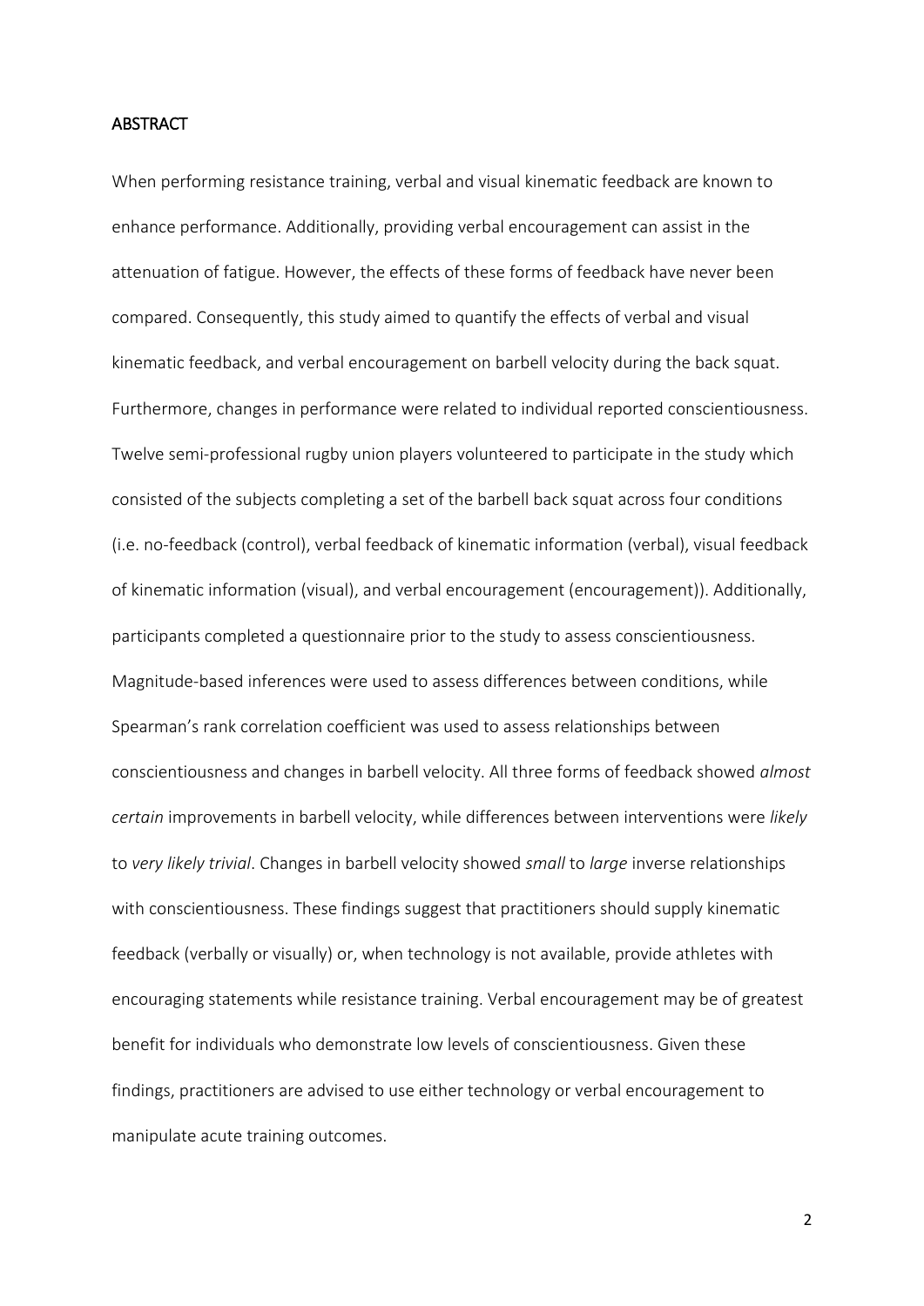## ABSTRACT

When performing resistance training, verbal and visual kinematic feedback are known to enhance performance. Additionally, providing verbal encouragement can assist in the attenuation of fatigue. However, the effects of these forms of feedback have never been compared. Consequently, this study aimed to quantify the effects of verbal and visual kinematic feedback, and verbal encouragement on barbell velocity during the back squat. Furthermore, changes in performance were related to individual reported conscientiousness. Twelve semi-professional rugby union players volunteered to participate in the study which consisted of the subjects completing a set of the barbell back squat across four conditions (i.e. no-feedback (control), verbal feedback of kinematic information (verbal), visual feedback of kinematic information (visual), and verbal encouragement (encouragement)). Additionally, participants completed a questionnaire prior to the study to assess conscientiousness. Magnitude-based inferences were used to assess differences between conditions, while Spearman's rank correlation coefficient was used to assess relationships between conscientiousness and changes in barbell velocity. All three forms of feedback showed *almost certain* improvements in barbell velocity, while differences between interventions were *likely* to *very likely trivial*. Changes in barbell velocity showed *small* to *large* inverse relationships with conscientiousness. These findings suggest that practitioners should supply kinematic feedback (verbally or visually) or, when technology is not available, provide athletes with encouraging statements while resistance training. Verbal encouragement may be of greatest benefit for individuals who demonstrate low levels of conscientiousness. Given these findings, practitioners are advised to use either technology or verbal encouragement to manipulate acute training outcomes.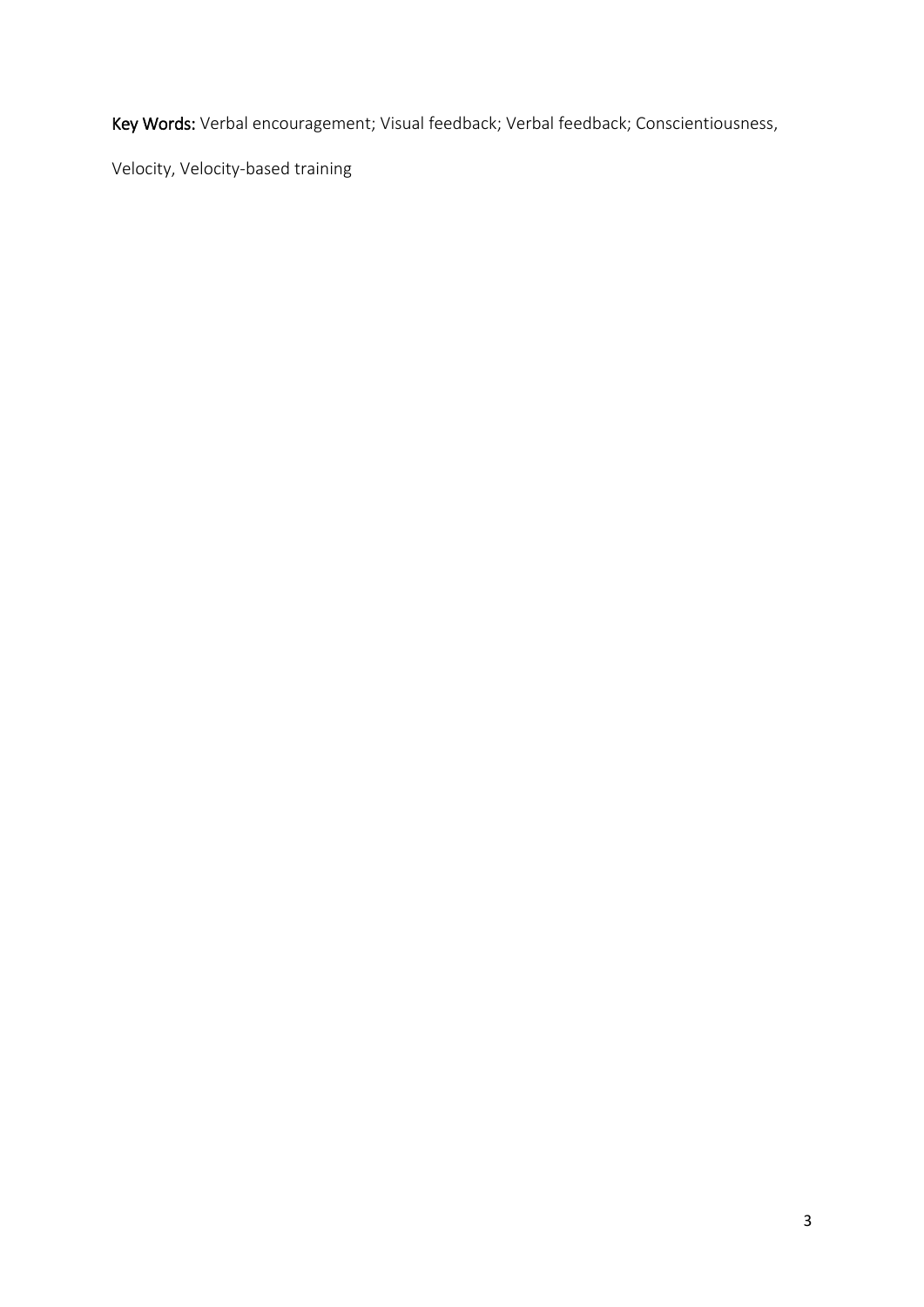**Key Words:** Verbal encouragement; Visual feedback; Verbal feedback; Conscientiousness, Velocity, Velocity-based training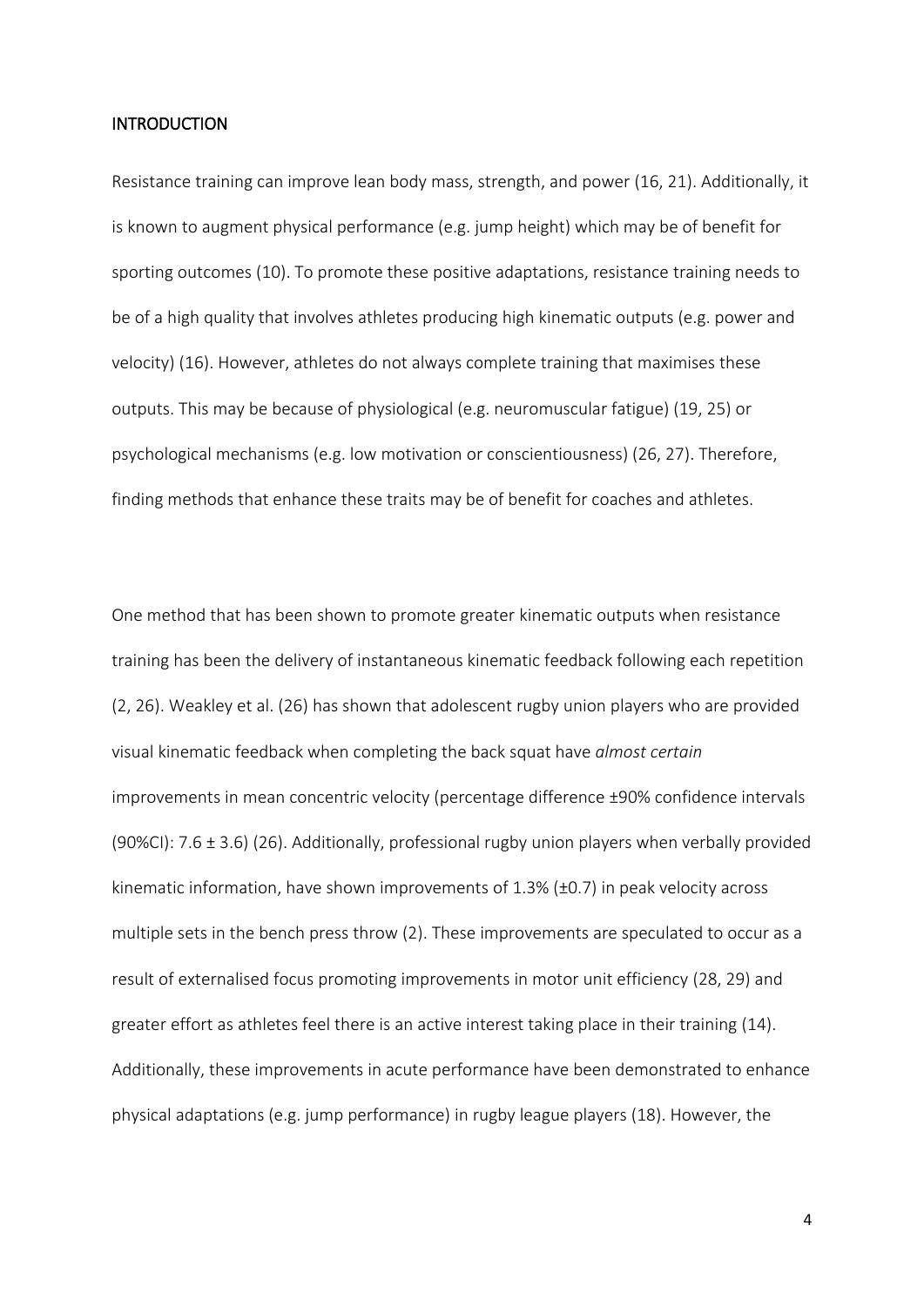## INTRODUCTION

Resistance training can improve lean body mass, strength, and power (16, 21). Additionally, it is known to augment physical performance (e.g. jump height) which may be of benefit for sporting outcomes (10). To promote these positive adaptations, resistance training needs to be of a high quality that involves athletes producing high kinematic outputs (e.g. power and velocity) (16). However, athletes do not always complete training that maximises these outputs. This may be because of physiological (e.g. neuromuscular fatigue) (19, 25) or psychological mechanisms (e.g. low motivation or conscientiousness) (26, 27). Therefore, finding methods that enhance these traits may be of benefit for coaches and athletes.

One method that has been shown to promote greater kinematic outputs when resistance training has been the delivery of instantaneous kinematic feedback following each repetition (2, 26). Weakley et al. (26) has shown that adolescent rugby union players who are provided visual kinematic feedback when completing the back squat have *almost certain* improvements in mean concentric velocity (percentage difference ±90% confidence intervals (90%CI): 7.6 ± 3.6) (26). Additionally, professional rugby union players when verbally provided kinematic information, have shown improvements of 1.3% (±0.7) in peak velocity across multiple sets in the bench press throw (2). These improvements are speculated to occur as a result of externalised focus promoting improvements in motor unit efficiency (28, 29) and greater effort as athletes feel there is an active interest taking place in their training (14). Additionally, these improvements in acute performance have been demonstrated to enhance physical adaptations (e.g. jump performance) in rugby league players (18). However, the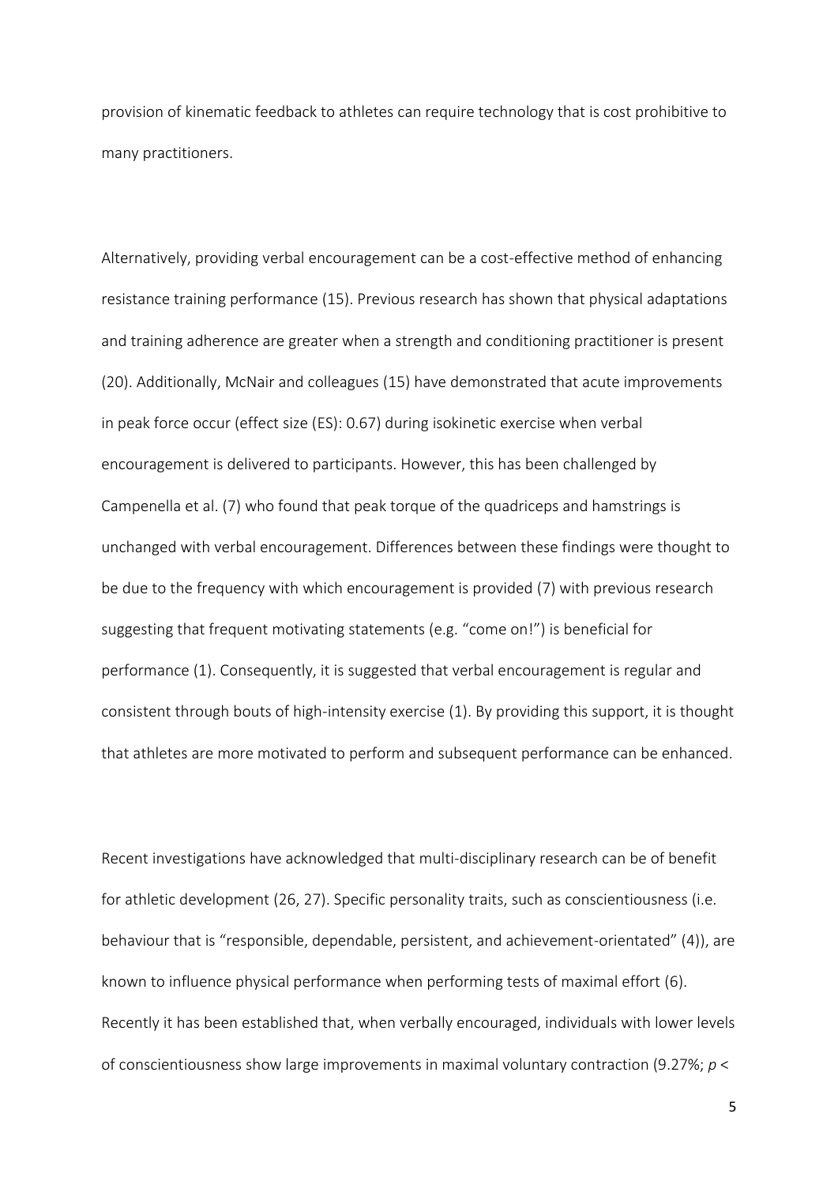provision of kinematic feedback to athletes can require technology that is cost prohibitive to many practitioners.

Alternatively, providing verbal encouragement can be a cost-effective method of enhancing resistance training performance (15). Previous research has shown that physical adaptations and training adherence are greater when a strength and conditioning practitioner is present (20). Additionally, McNair and colleagues (15) have demonstrated that acute improvements in peak force occur (effect size (ES): 0.67) during isokinetic exercise when verbal encouragement is delivered to participants. However, this has been challenged by Campenella et al. (7) who found that peak torque of the quadriceps and hamstrings is unchanged with verbal encouragement. Differences between these findings were thought to be due to the frequency with which encouragement is provided (7) with previous research suggesting that frequent motivating statements (e.g. "come on!") is beneficial for performance (1). Consequently, it is suggested that verbal encouragement is regular and consistent through bouts of high-intensity exercise (1). By providing this support, it is thought that athletes are more motivated to perform and subsequent performance can be enhanced.

Recent investigations have acknowledged that multi-disciplinary research can be of benefit for athletic development (26, 27). Specific personality traits, such as conscientiousness (i.e. behaviour that is "responsible, dependable, persistent, and achievement-orientated" (4)), are known to influence physical performance when performing tests of maximal effort (6). Recently it has been established that, when verbally encouraged, individuals with lower levels of conscientiousness show large improvements in maximal voluntary contraction (9.27%; $p <$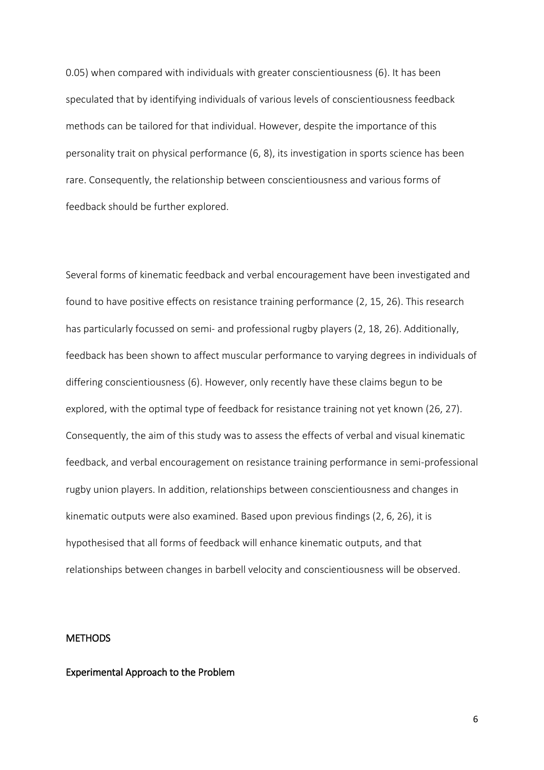0.05) when compared with individuals with greater conscientiousness (6). It has been speculated that by identifying individuals of various levels of conscientiousness feedback methods can be tailored for that individual. However, despite the importance of this personality trait on physical performance (6, 8), its investigation in sports science has been rare. Consequently, the relationship between conscientiousness and various forms of feedback should be further explored.

Several forms of kinematic feedback and verbal encouragement have been investigated and found to have positive effects on resistance training performance (2, 15, 26). This research has particularly focussed on semi- and professional rugby players (2, 18, 26). Additionally, feedback has been shown to affect muscular performance to varying degrees in individuals of differing conscientiousness (6). However, only recently have these claims begun to be explored, with the optimal type of feedback for resistance training not yet known (26, 27). Consequently, the aim of this study was to assess the effects of verbal and visual kinematic feedback, and verbal encouragement on resistance training performance in semi-professional rugby union players. In addition, relationships between conscientiousness and changes in kinematic outputs were also examined. Based upon previous findings (2, 6, 26), it is hypothesised that all forms of feedback will enhance kinematic outputs, and that relationships between changes in barbell velocity and conscientiousness will be observed.

## METHODS

### Experimental Approach to the Problem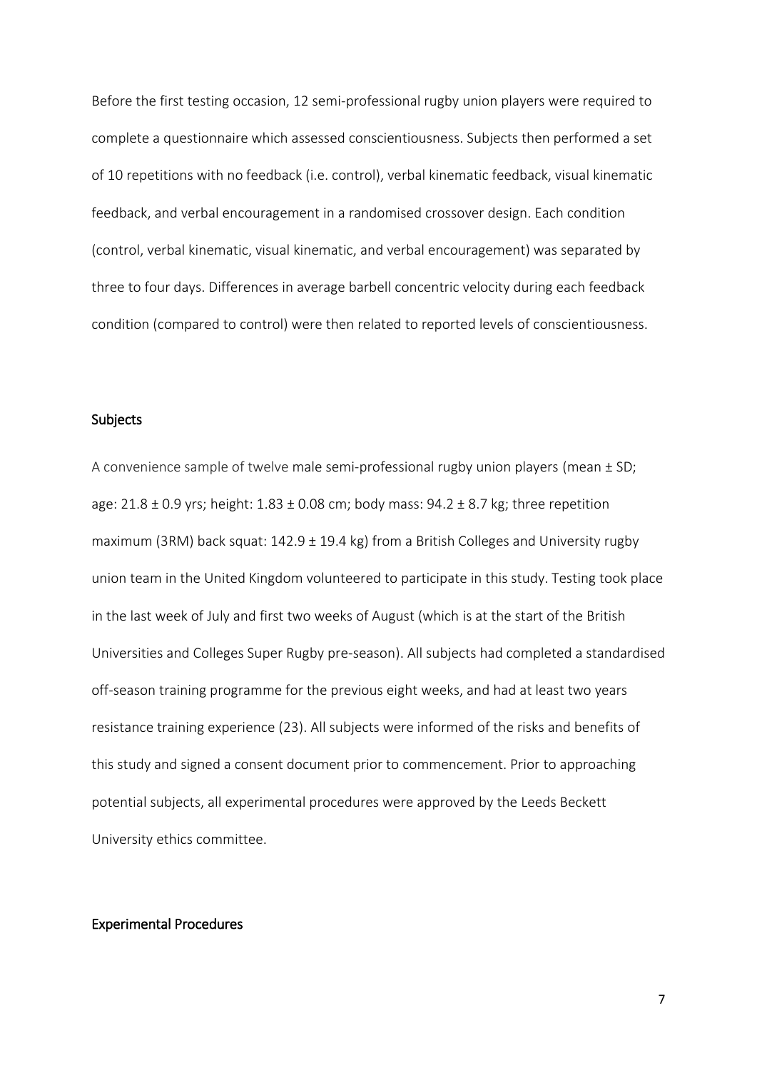Before the first testing occasion, 12 semi-professional rugby union players were required to complete a questionnaire which assessed conscientiousness. Subjects then performed a set of 10 repetitions with no feedback (i.e. control), verbal kinematic feedback, visual kinematic feedback, and verbal encouragement in a randomised crossover design. Each condition (control, verbal kinematic, visual kinematic, and verbal encouragement) was separated by three to four days. Differences in average barbell concentric velocity during each feedback condition (compared to control) were then related to reported levels of conscientiousness.

## Subjects

A convenience sample of twelve male semi-professional rugby union players (mean ± SD; age: 21.8 ± 0.9 yrs; height: 1.83 ± 0.08 cm; body mass: 94.2 ± 8.7 kg; three repetition maximum (3RM) back squat: 142.9 ± 19.4 kg) from a British Colleges and University rugby union team in the United Kingdom volunteered to participate in this study. Testing took place in the last week of July and first two weeks of August (which is at the start of the British Universities and Colleges Super Rugby pre-season). All subjects had completed a standardised off-season training programme for the previous eight weeks, and had at least two years resistance training experience (23). All subjects were informed of the risks and benefits of this study and signed a consent document prior to commencement. Prior to approaching potential subjects, all experimental procedures were approved by the Leeds Beckett University ethics committee.

## Experimental Procedures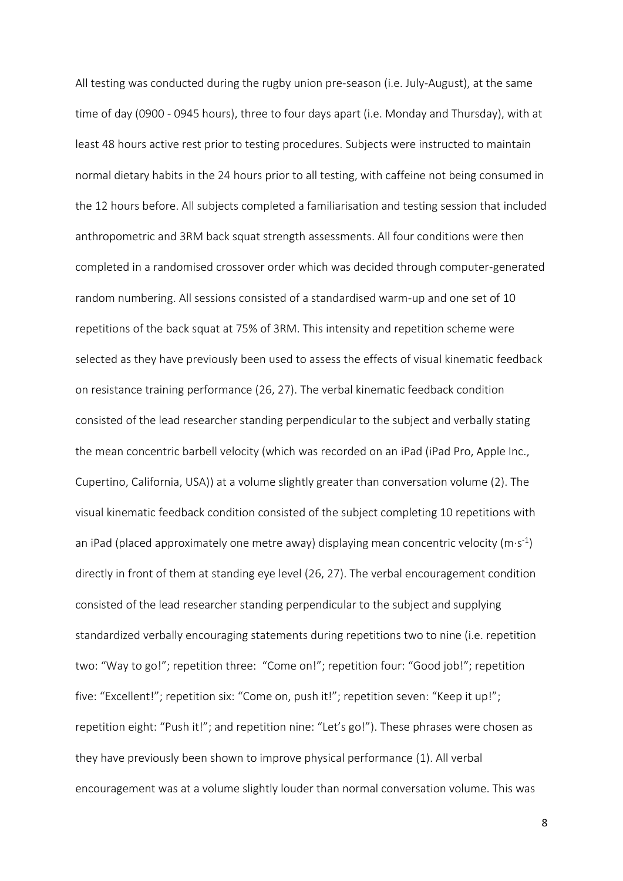All testing was conducted during the rugby union pre-season (i.e. July-August), at the same time of day (0900 - 0945 hours), three to four days apart (i.e. Monday and Thursday), with at least 48 hours active rest prior to testing procedures. Subjects were instructed to maintain normal dietary habits in the 24 hours prior to all testing, with caffeine not being consumed in the 12 hours before. All subjects completed a familiarisation and testing session that included anthropometric and 3RM back squat strength assessments. All four conditions were then completed in a randomised crossover order which was decided through computer-generated random numbering. All sessions consisted of a standardised warm-up and one set of 10 repetitions of the back squat at 75% of 3RM. This intensity and repetition scheme were selected as they have previously been used to assess the effects of visual kinematic feedback on resistance training performance (26, 27). The verbal kinematic feedback condition consisted of the lead researcher standing perpendicular to the subject and verbally stating the mean concentric barbell velocity (which was recorded on an iPad (iPad Pro, Apple Inc., Cupertino, California, USA)) at a volume slightly greater than conversation volume (2). The visual kinematic feedback condition consisted of the subject completing 10 repetitions with an iPad (placed approximately one metre away) displaying mean concentric velocity ($m \cdot s^{-1}$) directly in front of them at standing eye level (26, 27). The verbal encouragement condition consisted of the lead researcher standing perpendicular to the subject and supplying standardized verbally encouraging statements during repetitions two to nine (i.e. repetition two: "Way to go!"; repetition three: "Come on!"; repetition four: "Good job!"; repetition five: "Excellent!"; repetition six: "Come on, push it!"; repetition seven: "Keep it up!"; repetition eight: "Push it!"; and repetition nine: "Let's go!"). These phrases were chosen as they have previously been shown to improve physical performance (1). All verbal encouragement was at a volume slightly louder than normal conversation volume. This was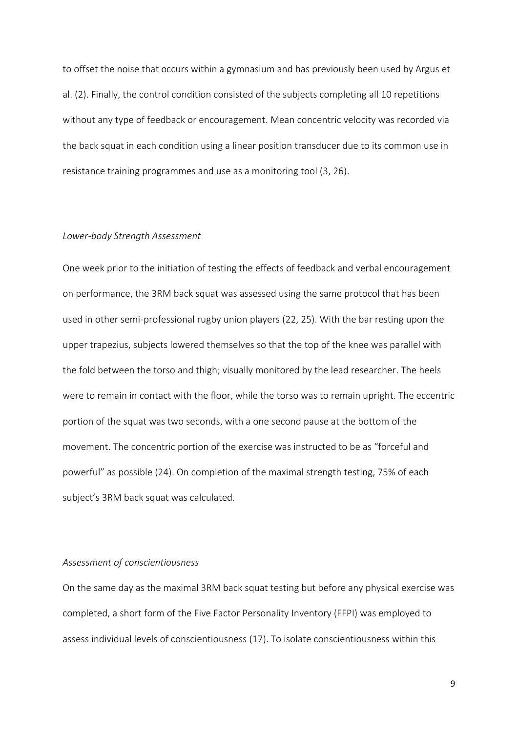to offset the noise that occurs within a gymnasium and has previously been used by Argus et al. (2). Finally, the control condition consisted of the subjects completing all 10 repetitions without any type of feedback or encouragement. Mean concentric velocity was recorded via the back squat in each condition using a linear position transducer due to its common use in resistance training programmes and use as a monitoring tool (3, 26).

*Lower-body Strength Assessment*

One week prior to the initiation of testing the effects of feedback and verbal encouragement on performance, the 3RM back squat was assessed using the same protocol that has been used in other semi-professional rugby union players (22, 25). With the bar resting upon the upper trapezius, subjects lowered themselves so that the top of the knee was parallel with the fold between the torso and thigh; visually monitored by the lead researcher. The heels were to remain in contact with the floor, while the torso was to remain upright. The eccentric portion of the squat was two seconds, with a one second pause at the bottom of the movement. The concentric portion of the exercise was instructed to be as "forceful and powerful" as possible (24). On completion of the maximal strength testing, 75% of each subject's 3RM back squat was calculated.

*Assessment of conscientiousness*

On the same day as the maximal 3RM back squat testing but before any physical exercise was completed, a short form of the Five Factor Personality Inventory (FFPI) was employed to assess individual levels of conscientiousness (17). To isolate conscientiousness within this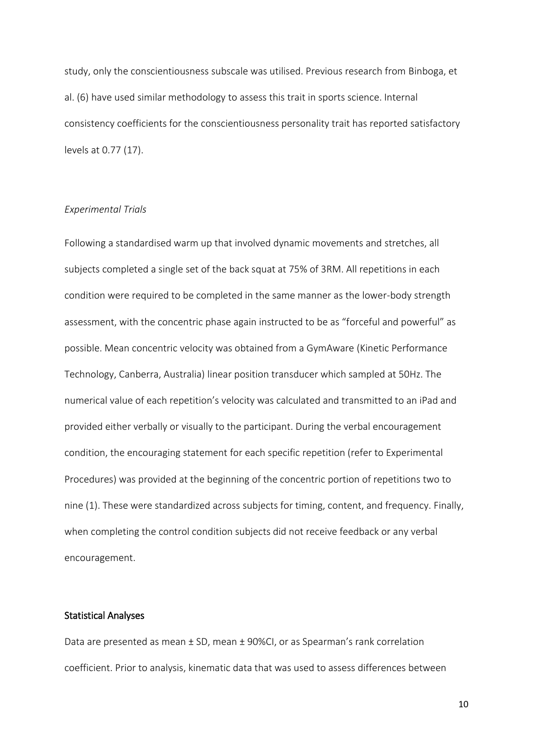study, only the conscientiousness subscale was utilised. Previous research from Binboga, et al. (6) have used similar methodology to assess this trait in sports science. Internal consistency coefficients for the conscientiousness personality trait has reported satisfactory levels at 0.77 (17).

*Experimental Trials*

Following a standardised warm up that involved dynamic movements and stretches, all subjects completed a single set of the back squat at 75% of 3RM. All repetitions in each condition were required to be completed in the same manner as the lower-body strength assessment, with the concentric phase again instructed to be as "forceful and powerful" as possible. Mean concentric velocity was obtained from a GymAware (Kinetic Performance Technology, Canberra, Australia) linear position transducer which sampled at 50Hz. The numerical value of each repetition's velocity was calculated and transmitted to an iPad and provided either verbally or visually to the participant. During the verbal encouragement condition, the encouraging statement for each specific repetition (refer to Experimental Procedures) was provided at the beginning of the concentric portion of repetitions two to nine (1). These were standardized across subjects for timing, content, and frequency. Finally, when completing the control condition subjects did not receive feedback or any verbal encouragement.

## Statistical Analyses

Data are presented as mean ± SD, mean ± 90%CI, or as Spearman's rank correlation coefficient. Prior to analysis, kinematic data that was used to assess differences between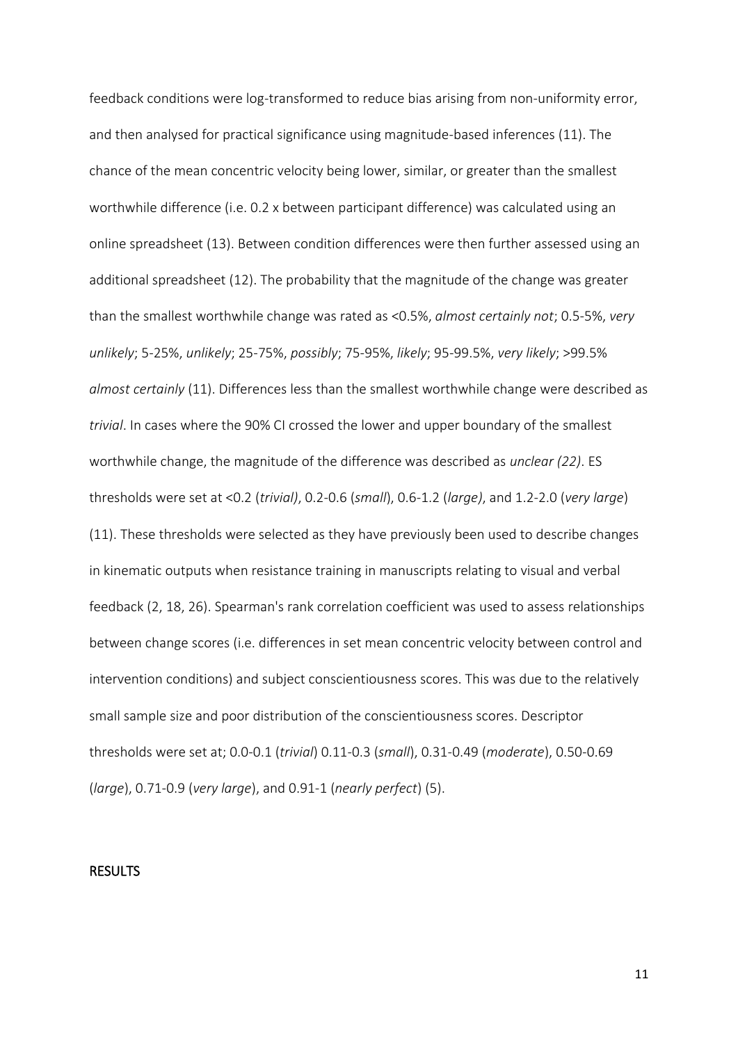feedback conditions were log-transformed to reduce bias arising from non-uniformity error, and then analysed for practical significance using magnitude-based inferences (11). The chance of the mean concentric velocity being lower, similar, or greater than the smallest worthwhile difference (i.e. 0.2 x between participant difference) was calculated using an online spreadsheet (13). Between condition differences were then further assessed using an additional spreadsheet (12). The probability that the magnitude of the change was greater than the smallest worthwhile change was rated as <0.5%, *almost certainly not*; 0.5-5%, *very unlikely*; 5-25%, *unlikely*; 25-75%, *possibly*; 75-95%, *likely*; 95-99.5%, *very likely*; >99.5% *almost certainly* (11). Differences less than the smallest worthwhile change were described as *trivial*. In cases where the 90% CI crossed the lower and upper boundary of the smallest worthwhile change, the magnitude of the difference was described as *unclear (22)*. ES thresholds were set at <0.2 (*trivial)*, 0.2-0.6 (*small*), 0.6-1.2 (*large)*, and 1.2-2.0 (*very large*) (11). These thresholds were selected as they have previously been used to describe changes in kinematic outputs when resistance training in manuscripts relating to visual and verbal feedback (2, 18, 26). Spearman's rank correlation coefficient was used to assess relationships between change scores (i.e. differences in set mean concentric velocity between control and intervention conditions) and subject conscientiousness scores. This was due to the relatively small sample size and poor distribution of the conscientiousness scores. Descriptor thresholds were set at; 0.0-0.1 (*trivial*) 0.11-0.3 (*small*), 0.31-0.49 (*moderate*), 0.50-0.69 (*large*), 0.71-0.9 (*very large*), and 0.91-1 (*nearly perfect*) (5).

## RESULTS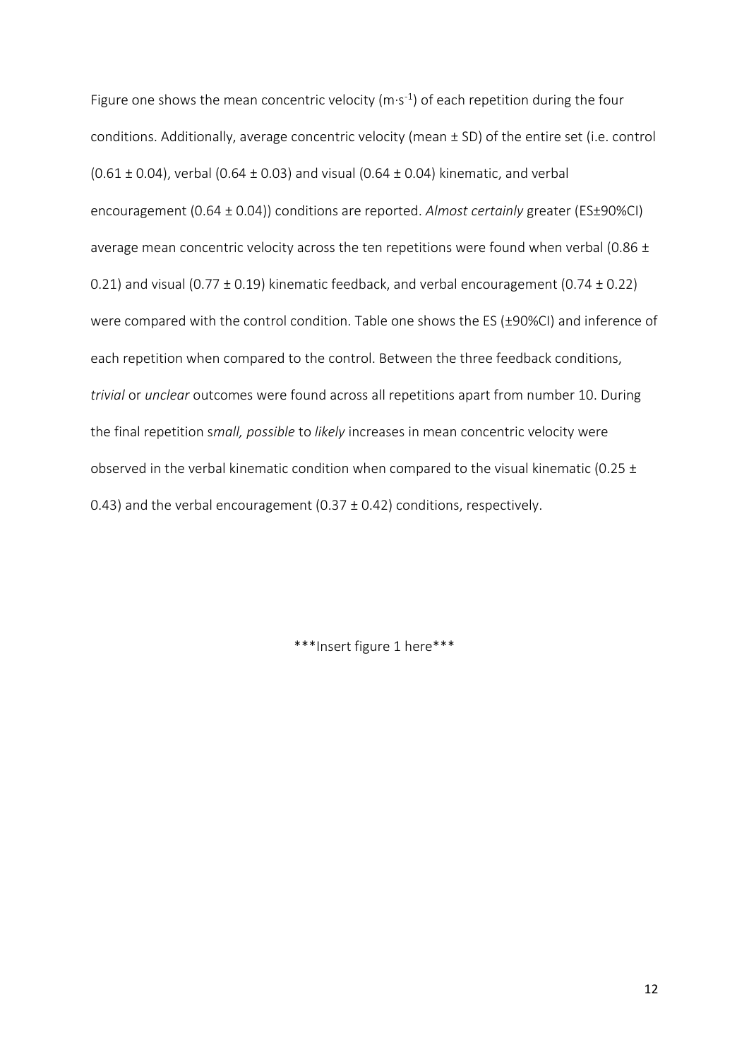Figure one shows the mean concentric velocity ($m \cdot s^{-1}$) of each repetition during the four conditions. Additionally, average concentric velocity (mean ± SD) of the entire set (i.e. control (0.61 ± 0.04), verbal (0.64 ± 0.03) and visual (0.64 ± 0.04) kinematic, and verbal encouragement (0.64 ± 0.04)) conditions are reported. *Almost certainly* greater (ES±90%CI) average mean concentric velocity across the ten repetitions were found when verbal (0.86 ± 0.21) and visual (0.77 ± 0.19) kinematic feedback, and verbal encouragement (0.74 ± 0.22) were compared with the control condition. Table one shows the ES (±90%CI) and inference of each repetition when compared to the control. Between the three feedback conditions, *trivial* or *unclear* outcomes were found across all repetitions apart from number 10. During the final repetition s*mall, possible* to *likely* increases in mean concentric velocity were observed in the verbal kinematic condition when compared to the visual kinematic (0.25 ± 0.43) and the verbal encouragement (0.37 ± 0.42) conditions, respectively.

***Insert figure 1 here***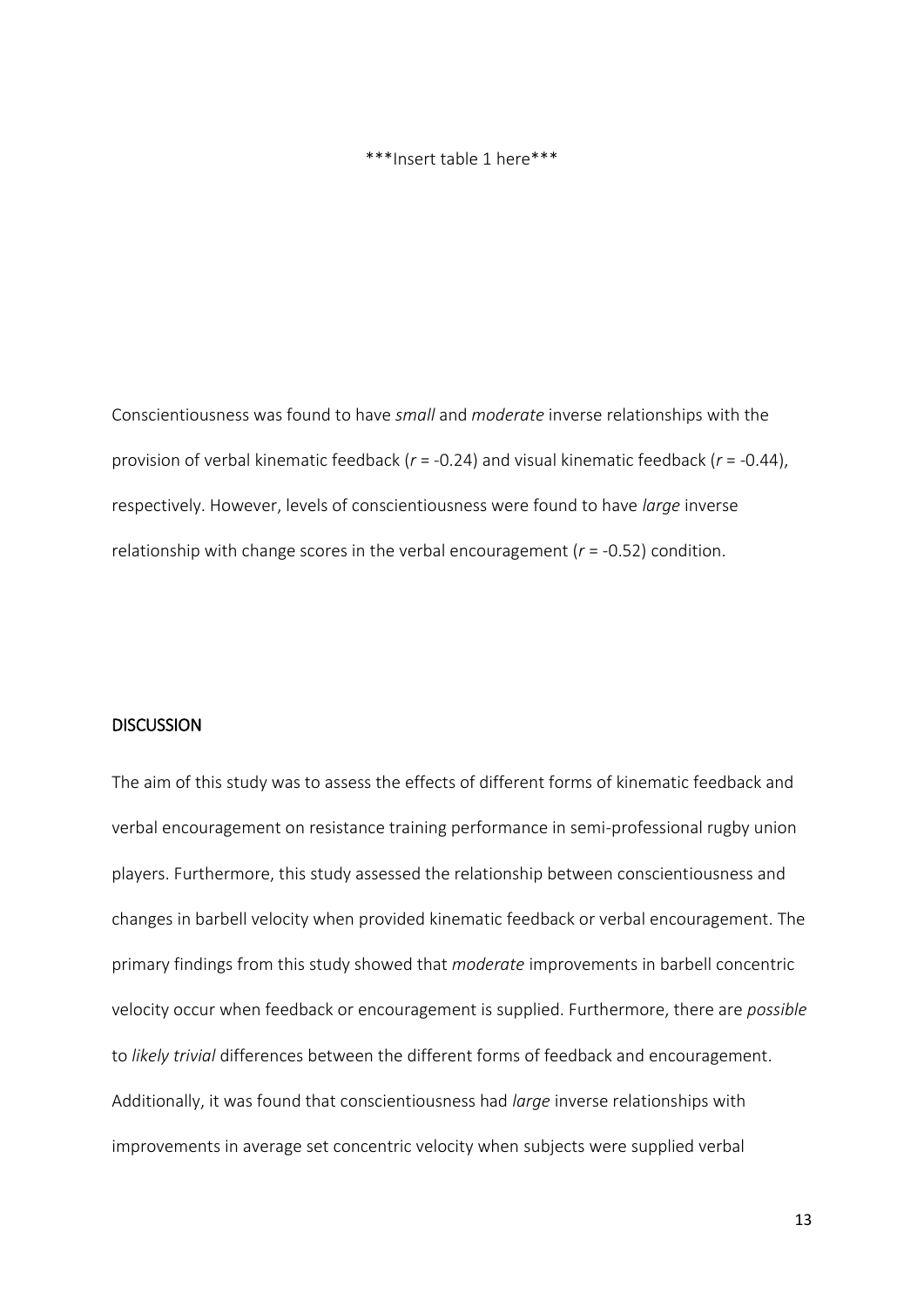***Insert table 1 here***

Conscientiousness was found to have *small* and *moderate* inverse relationships with the provision of verbal kinematic feedback ($r$ = -0.24) and visual kinematic feedback ($r$ = -0.44), respectively. However, levels of conscientiousness were found to have *large* inverse relationship with change scores in the verbal encouragement ($r$ = -0.52) condition.

## DISCUSSION

The aim of this study was to assess the effects of different forms of kinematic feedback and verbal encouragement on resistance training performance in semi-professional rugby union players. Furthermore, this study assessed the relationship between conscientiousness and changes in barbell velocity when provided kinematic feedback or verbal encouragement. The primary findings from this study showed that *moderate* improvements in barbell concentric velocity occur when feedback or encouragement is supplied. Furthermore, there are *possible* to *likely trivial* differences between the different forms of feedback and encouragement. Additionally, it was found that conscientiousness had *large* inverse relationships with improvements in average set concentric velocity when subjects were supplied verbal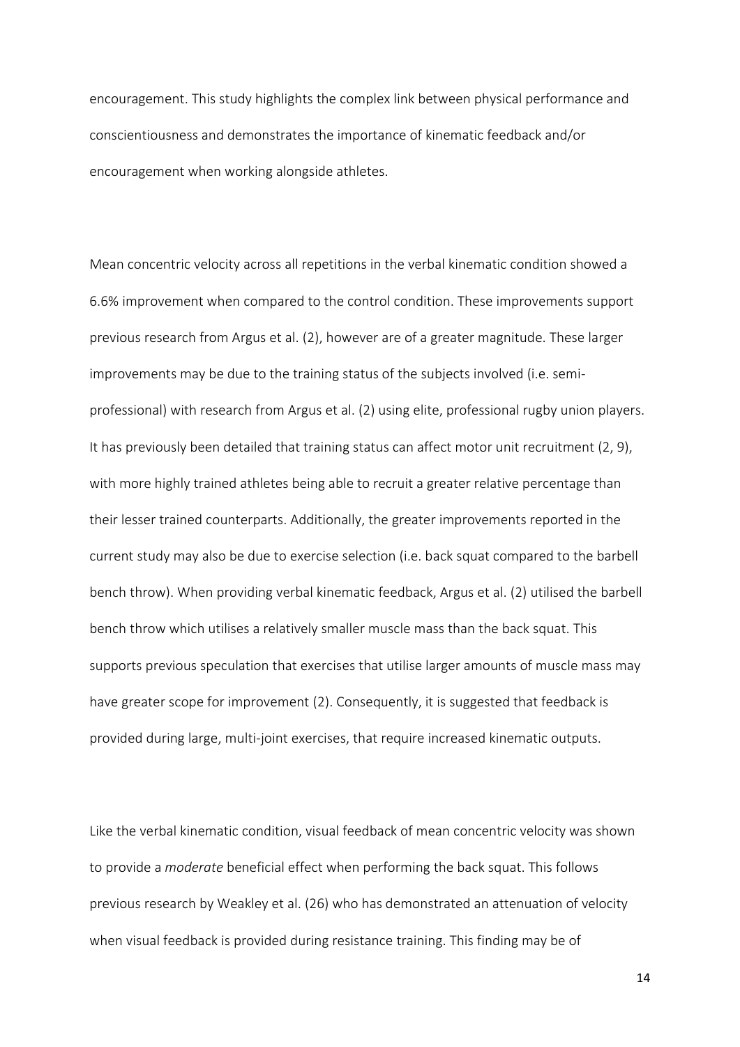encouragement. This study highlights the complex link between physical performance and conscientiousness and demonstrates the importance of kinematic feedback and/or encouragement when working alongside athletes.

Mean concentric velocity across all repetitions in the verbal kinematic condition showed a 6.6% improvement when compared to the control condition. These improvements support previous research from Argus et al. (2), however are of a greater magnitude. These larger improvements may be due to the training status of the subjects involved (i.e. semi-professional) with research from Argus et al. (2) using elite, professional rugby union players. It has previously been detailed that training status can affect motor unit recruitment (2, 9), with more highly trained athletes being able to recruit a greater relative percentage than their lesser trained counterparts. Additionally, the greater improvements reported in the current study may also be due to exercise selection (i.e. back squat compared to the barbell bench throw). When providing verbal kinematic feedback, Argus et al. (2) utilised the barbell bench throw which utilises a relatively smaller muscle mass than the back squat. This supports previous speculation that exercises that utilise larger amounts of muscle mass may have greater scope for improvement (2). Consequently, it is suggested that feedback is provided during large, multi-joint exercises, that require increased kinematic outputs.

Like the verbal kinematic condition, visual feedback of mean concentric velocity was shown to provide a *moderate* beneficial effect when performing the back squat. This follows previous research by Weakley et al. (26) who has demonstrated an attenuation of velocity when visual feedback is provided during resistance training. This finding may be of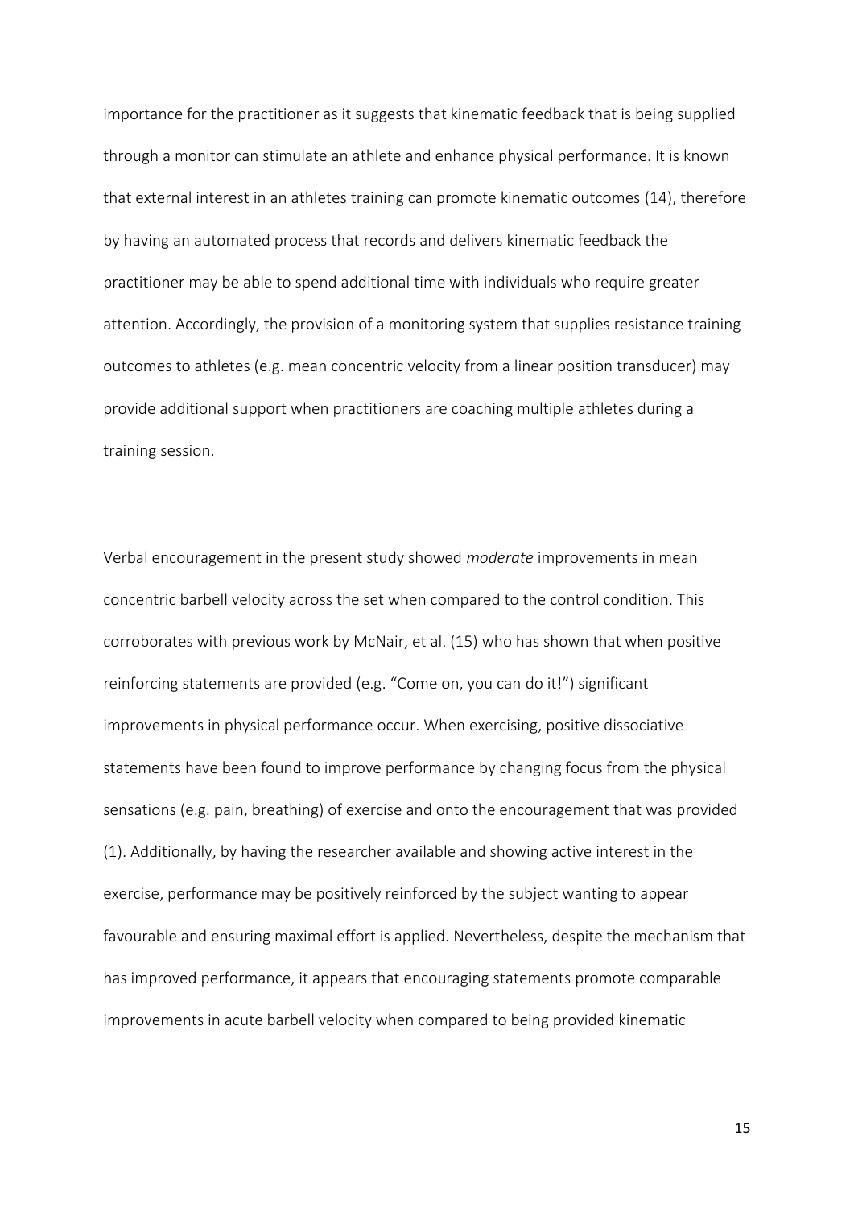importance for the practitioner as it suggests that kinematic feedback that is being supplied through a monitor can stimulate an athlete and enhance physical performance. It is known that external interest in an athletes training can promote kinematic outcomes (14), therefore by having an automated process that records and delivers kinematic feedback the practitioner may be able to spend additional time with individuals who require greater attention. Accordingly, the provision of a monitoring system that supplies resistance training outcomes to athletes (e.g. mean concentric velocity from a linear position transducer) may provide additional support when practitioners are coaching multiple athletes during a training session.

Verbal encouragement in the present study showed *moderate* improvements in mean concentric barbell velocity across the set when compared to the control condition. This corroborates with previous work by McNair, et al. (15) who has shown that when positive reinforcing statements are provided (e.g. "Come on, you can do it!") significant improvements in physical performance occur. When exercising, positive dissociative statements have been found to improve performance by changing focus from the physical sensations (e.g. pain, breathing) of exercise and onto the encouragement that was provided (1). Additionally, by having the researcher available and showing active interest in the exercise, performance may be positively reinforced by the subject wanting to appear favourable and ensuring maximal effort is applied. Nevertheless, despite the mechanism that has improved performance, it appears that encouraging statements promote comparable improvements in acute barbell velocity when compared to being provided kinematic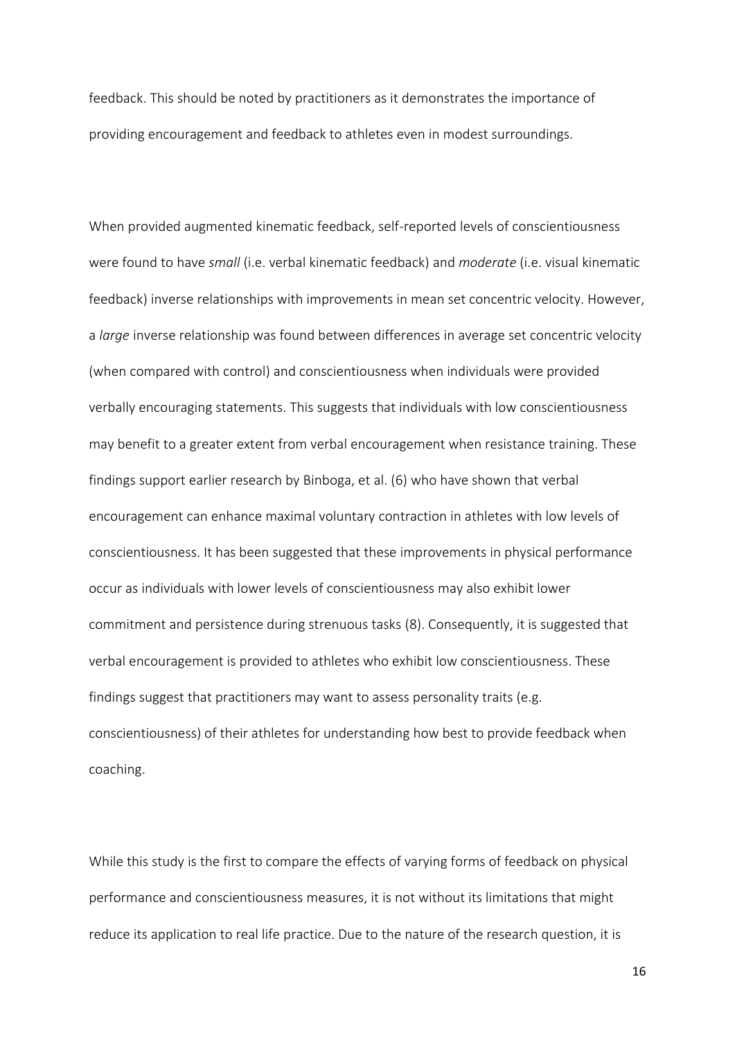feedback. This should be noted by practitioners as it demonstrates the importance of providing encouragement and feedback to athletes even in modest surroundings.

When provided augmented kinematic feedback, self-reported levels of conscientiousness were found to have *small* (i.e. verbal kinematic feedback) and *moderate* (i.e. visual kinematic feedback) inverse relationships with improvements in mean set concentric velocity. However, a *large* inverse relationship was found between differences in average set concentric velocity (when compared with control) and conscientiousness when individuals were provided verbally encouraging statements. This suggests that individuals with low conscientiousness may benefit to a greater extent from verbal encouragement when resistance training. These findings support earlier research by Binboga, et al. (6) who have shown that verbal encouragement can enhance maximal voluntary contraction in athletes with low levels of conscientiousness. It has been suggested that these improvements in physical performance occur as individuals with lower levels of conscientiousness may also exhibit lower commitment and persistence during strenuous tasks (8). Consequently, it is suggested that verbal encouragement is provided to athletes who exhibit low conscientiousness. These findings suggest that practitioners may want to assess personality traits (e.g. conscientiousness) of their athletes for understanding how best to provide feedback when coaching.

While this study is the first to compare the effects of varying forms of feedback on physical performance and conscientiousness measures, it is not without its limitations that might reduce its application to real life practice. Due to the nature of the research question, it is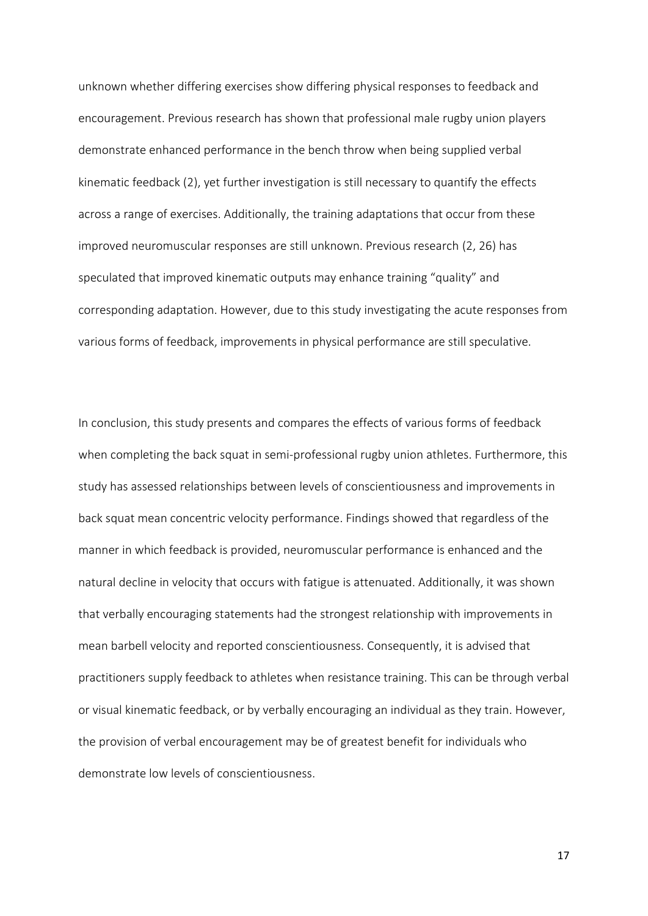unknown whether differing exercises show differing physical responses to feedback and encouragement. Previous research has shown that professional male rugby union players demonstrate enhanced performance in the bench throw when being supplied verbal kinematic feedback (2), yet further investigation is still necessary to quantify the effects across a range of exercises. Additionally, the training adaptations that occur from these improved neuromuscular responses are still unknown. Previous research (2, 26) has speculated that improved kinematic outputs may enhance training "quality" and corresponding adaptation. However, due to this study investigating the acute responses from various forms of feedback, improvements in physical performance are still speculative.

In conclusion, this study presents and compares the effects of various forms of feedback when completing the back squat in semi-professional rugby union athletes. Furthermore, this study has assessed relationships between levels of conscientiousness and improvements in back squat mean concentric velocity performance. Findings showed that regardless of the manner in which feedback is provided, neuromuscular performance is enhanced and the natural decline in velocity that occurs with fatigue is attenuated. Additionally, it was shown that verbally encouraging statements had the strongest relationship with improvements in mean barbell velocity and reported conscientiousness. Consequently, it is advised that practitioners supply feedback to athletes when resistance training. This can be through verbal or visual kinematic feedback, or by verbally encouraging an individual as they train. However, the provision of verbal encouragement may be of greatest benefit for individuals who demonstrate low levels of conscientiousness.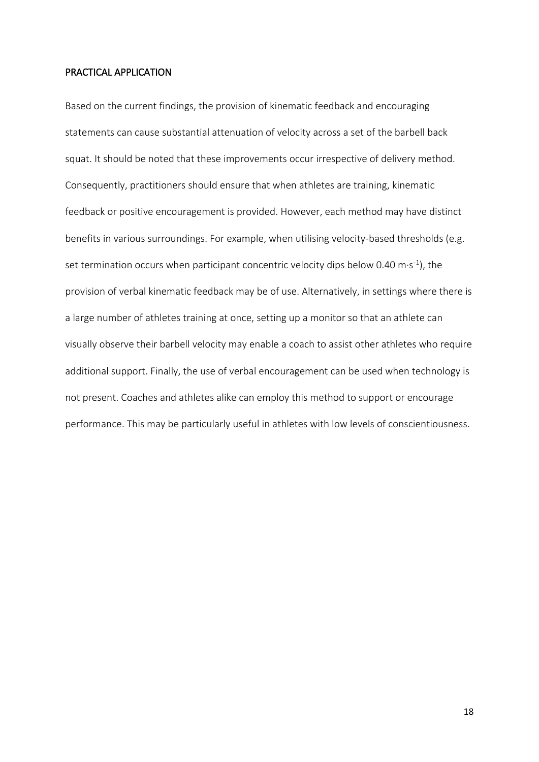## PRACTICAL APPLICATION

Based on the current findings, the provision of kinematic feedback and encouraging statements can cause substantial attenuation of velocity across a set of the barbell back squat. It should be noted that these improvements occur irrespective of delivery method. Consequently, practitioners should ensure that when athletes are training, kinematic feedback or positive encouragement is provided. However, each method may have distinct benefits in various surroundings. For example, when utilising velocity-based thresholds (e.g. set termination occurs when participant concentric velocity dips below 0.40 $m \cdot s^{-1}$), the provision of verbal kinematic feedback may be of use. Alternatively, in settings where there is a large number of athletes training at once, setting up a monitor so that an athlete can visually observe their barbell velocity may enable a coach to assist other athletes who require additional support. Finally, the use of verbal encouragement can be used when technology is not present. Coaches and athletes alike can employ this method to support or encourage performance. This may be particularly useful in athletes with low levels of conscientiousness.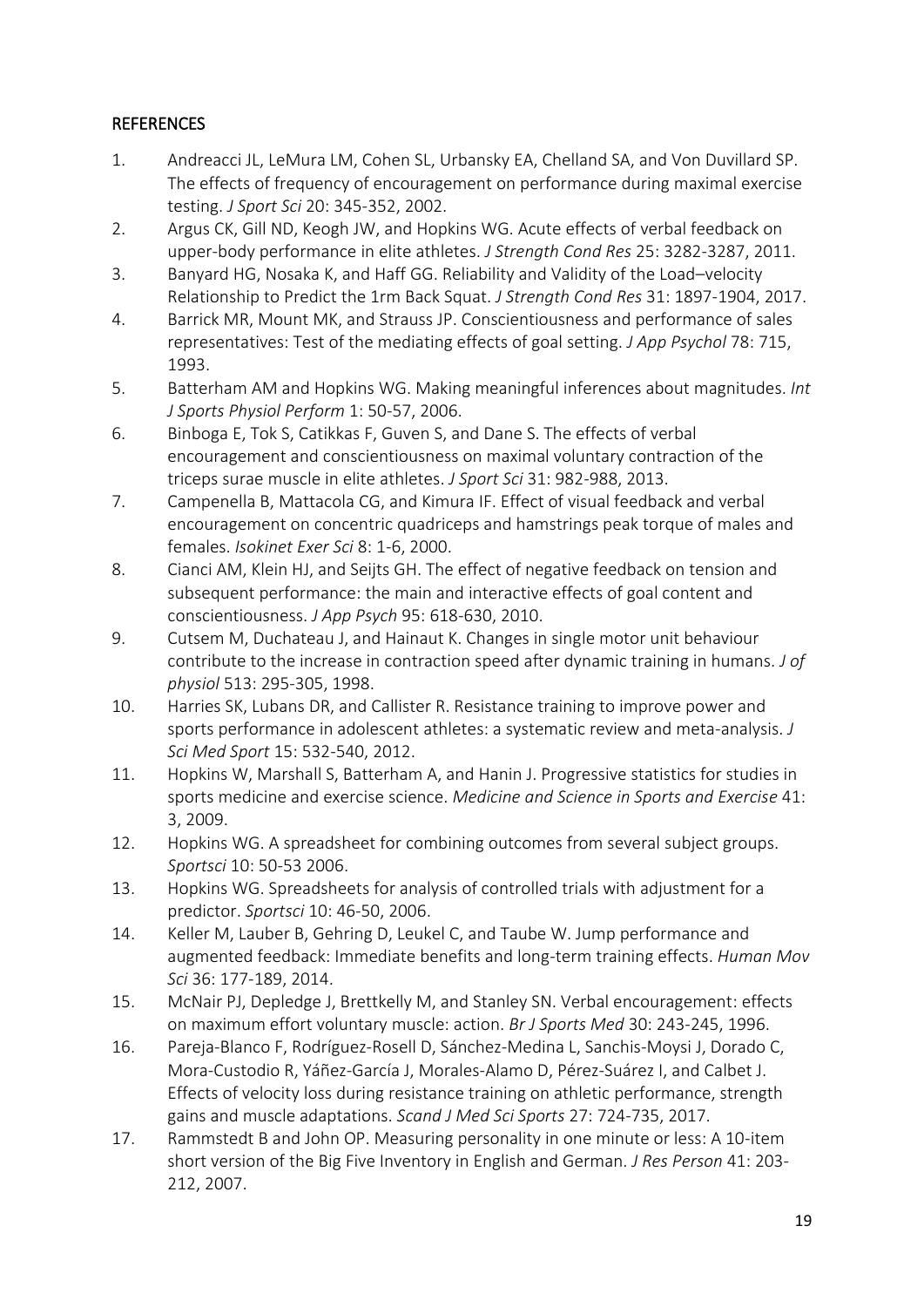## REFERENCES

1. Andreacci JL, LeMura LM, Cohen SL, Urbansky EA, Chelland SA, and Von Duvillard SP. The effects of frequency of encouragement on performance during maximal exercise testing. *J Sport Sci* 20: 345-352, 2002.
2. Argus CK, Gill ND, Keogh JW, and Hopkins WG. Acute effects of verbal feedback on upper-body performance in elite athletes. *J Strength Cond Res* 25: 3282-3287, 2011.
3. Banyard HG, Nosaka K, and Haff GG. Reliability and Validity of the Load–velocity Relationship to Predict the 1rm Back Squat. *J Strength Cond Res* 31: 1897-1904, 2017.
4. Barrick MR, Mount MK, and Strauss JP. Conscientiousness and performance of sales representatives: Test of the mediating effects of goal setting. *J App Psychol* 78: 715, 1993.
5. Batterham AM and Hopkins WG. Making meaningful inferences about magnitudes. *Int J Sports Physiol Perform* 1: 50-57, 2006.
6. Binboga E, Tok S, Catikkas F, Guven S, and Dane S. The effects of verbal encouragement and conscientiousness on maximal voluntary contraction of the triceps surae muscle in elite athletes. *J Sport Sci* 31: 982-988, 2013.
7. Campenella B, Mattacola CG, and Kimura IF. Effect of visual feedback and verbal encouragement on concentric quadriceps and hamstrings peak torque of males and females. *Isokinet Exer Sci* 8: 1-6, 2000.
8. Cianci AM, Klein HJ, and Seijts GH. The effect of negative feedback on tension and subsequent performance: the main and interactive effects of goal content and conscientiousness. *J App Psych* 95: 618-630, 2010.
9. Cutsem M, Duchateau J, and Hainaut K. Changes in single motor unit behaviour contribute to the increase in contraction speed after dynamic training in humans. *J of physiol* 513: 295-305, 1998.
10. Harries SK, Lubans DR, and Callister R. Resistance training to improve power and sports performance in adolescent athletes: a systematic review and meta-analysis. *J Sci Med Sport* 15: 532-540, 2012.
11. Hopkins W, Marshall S, Batterham A, and Hanin J. Progressive statistics for studies in sports medicine and exercise science. *Medicine and Science in Sports and Exercise* 41: 3, 2009.
12. Hopkins WG. A spreadsheet for combining outcomes from several subject groups. *Sportsci* 10: 50-53 2006.
13. Hopkins WG. Spreadsheets for analysis of controlled trials with adjustment for a predictor. *Sportsci* 10: 46-50, 2006.
14. Keller M, Lauber B, Gehring D, Leukel C, and Taube W. Jump performance and augmented feedback: Immediate benefits and long-term training effects. *Human Mov Sci* 36: 177-189, 2014.
15. McNair PJ, Depledge J, Brettkelly M, and Stanley SN. Verbal encouragement: effects on maximum effort voluntary muscle: action. *Br J Sports Med* 30: 243-245, 1996.
16. Pareja-Blanco F, Rodríguez-Rosell D, Sánchez-Medina L, Sanchis-Moysi J, Dorado C, Mora-Custodio R, Yáñez-García J, Morales-Alamo D, Pérez-Suárez I, and Calbet J. Effects of velocity loss during resistance training on athletic performance, strength gains and muscle adaptations. *Scand J Med Sci Sports* 27: 724-735, 2017.
17. Rammstedt B and John OP. Measuring personality in one minute or less: A 10-item short version of the Big Five Inventory in English and German. *J Res Person* 41: 203-212, 2007.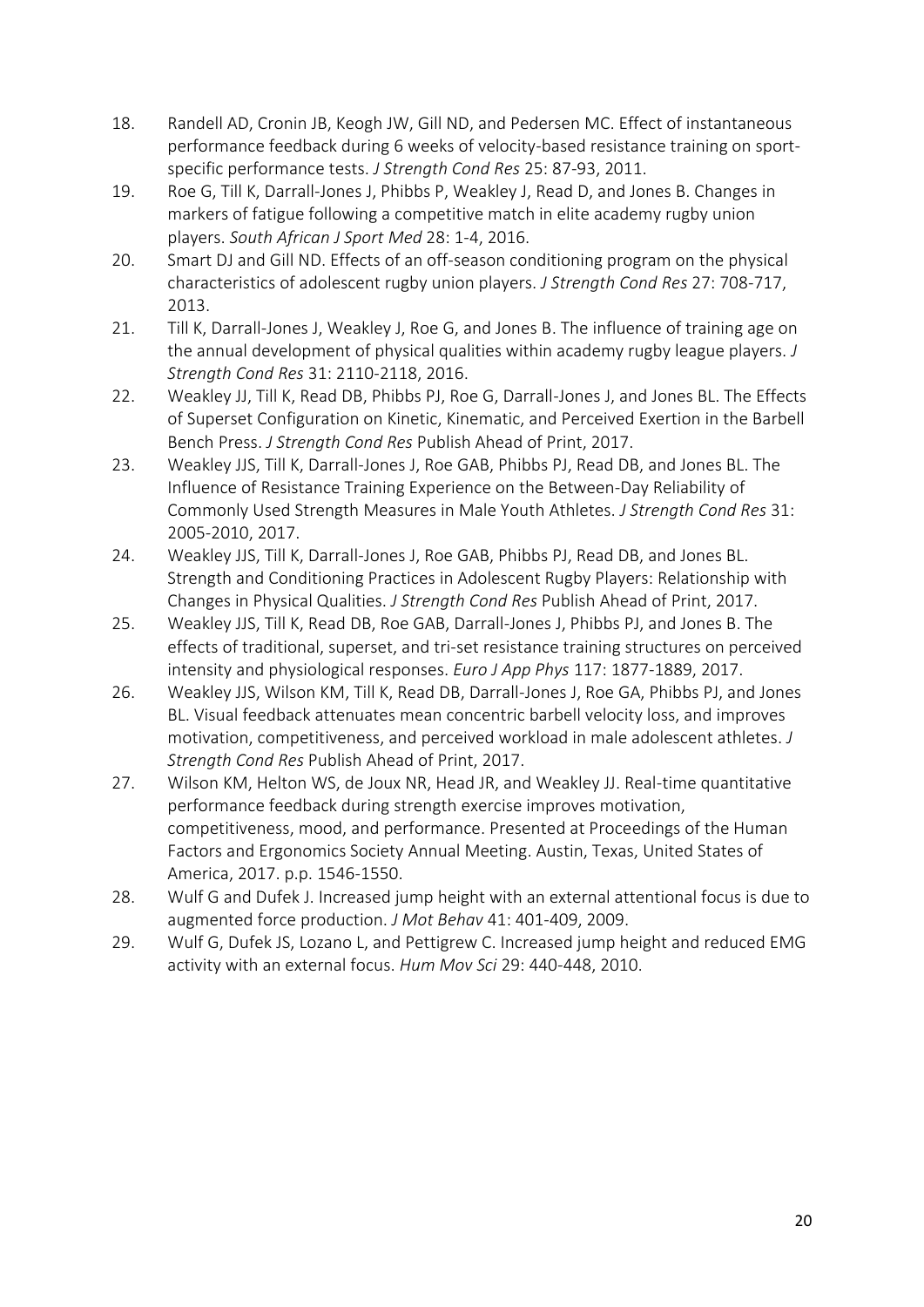18. Randell AD, Cronin JB, Keogh JW, Gill ND, and Pedersen MC. Effect of instantaneous performance feedback during 6 weeks of velocity-based resistance training on sport-specific performance tests. *J Strength Cond Res* 25: 87-93, 2011.
19. Roe G, Till K, Darrall-Jones J, Phibbs P, Weakley J, Read D, and Jones B. Changes in markers of fatigue following a competitive match in elite academy rugby union players. *South African J Sport Med* 28: 1-4, 2016.
20. Smart DJ and Gill ND. Effects of an off-season conditioning program on the physical characteristics of adolescent rugby union players. *J Strength Cond Res* 27: 708-717, 2013.
21. Till K, Darrall-Jones J, Weakley J, Roe G, and Jones B. The influence of training age on the annual development of physical qualities within academy rugby league players. *J Strength Cond Res* 31: 2110-2118, 2016.
22. Weakley JJ, Till K, Read DB, Phibbs PJ, Roe G, Darrall-Jones J, and Jones BL. The Effects of Superset Configuration on Kinetic, Kinematic, and Perceived Exertion in the Barbell Bench Press. *J Strength Cond Res* Publish Ahead of Print, 2017.
23. Weakley JJS, Till K, Darrall-Jones J, Roe GAB, Phibbs PJ, Read DB, and Jones BL. The Influence of Resistance Training Experience on the Between-Day Reliability of Commonly Used Strength Measures in Male Youth Athletes. *J Strength Cond Res* 31: 2005-2010, 2017.
24. Weakley JJS, Till K, Darrall-Jones J, Roe GAB, Phibbs PJ, Read DB, and Jones BL. Strength and Conditioning Practices in Adolescent Rugby Players: Relationship with Changes in Physical Qualities. *J Strength Cond Res* Publish Ahead of Print, 2017.
25. Weakley JJS, Till K, Read DB, Roe GAB, Darrall-Jones J, Phibbs PJ, and Jones B. The effects of traditional, superset, and tri-set resistance training structures on perceived intensity and physiological responses. *Euro J App Phys* 117: 1877-1889, 2017.
26. Weakley JJS, Wilson KM, Till K, Read DB, Darrall-Jones J, Roe GA, Phibbs PJ, and Jones BL. Visual feedback attenuates mean concentric barbell velocity loss, and improves motivation, competitiveness, and perceived workload in male adolescent athletes. *J Strength Cond Res* Publish Ahead of Print, 2017.
27. Wilson KM, Helton WS, de Joux NR, Head JR, and Weakley JJ. Real-time quantitative performance feedback during strength exercise improves motivation, competitiveness, mood, and performance. Presented at Proceedings of the Human Factors and Ergonomics Society Annual Meeting. Austin, Texas, United States of America, 2017. p.p. 1546-1550.
28. Wulf G and Dufek J. Increased jump height with an external attentional focus is due to augmented force production. *J Mot Behav* 41: 401-409, 2009.
29. Wulf G, Dufek JS, Lozano L, and Pettigrew C. Increased jump height and reduced EMG activity with an external focus. *Hum Mov Sci* 29: 440-448, 2010.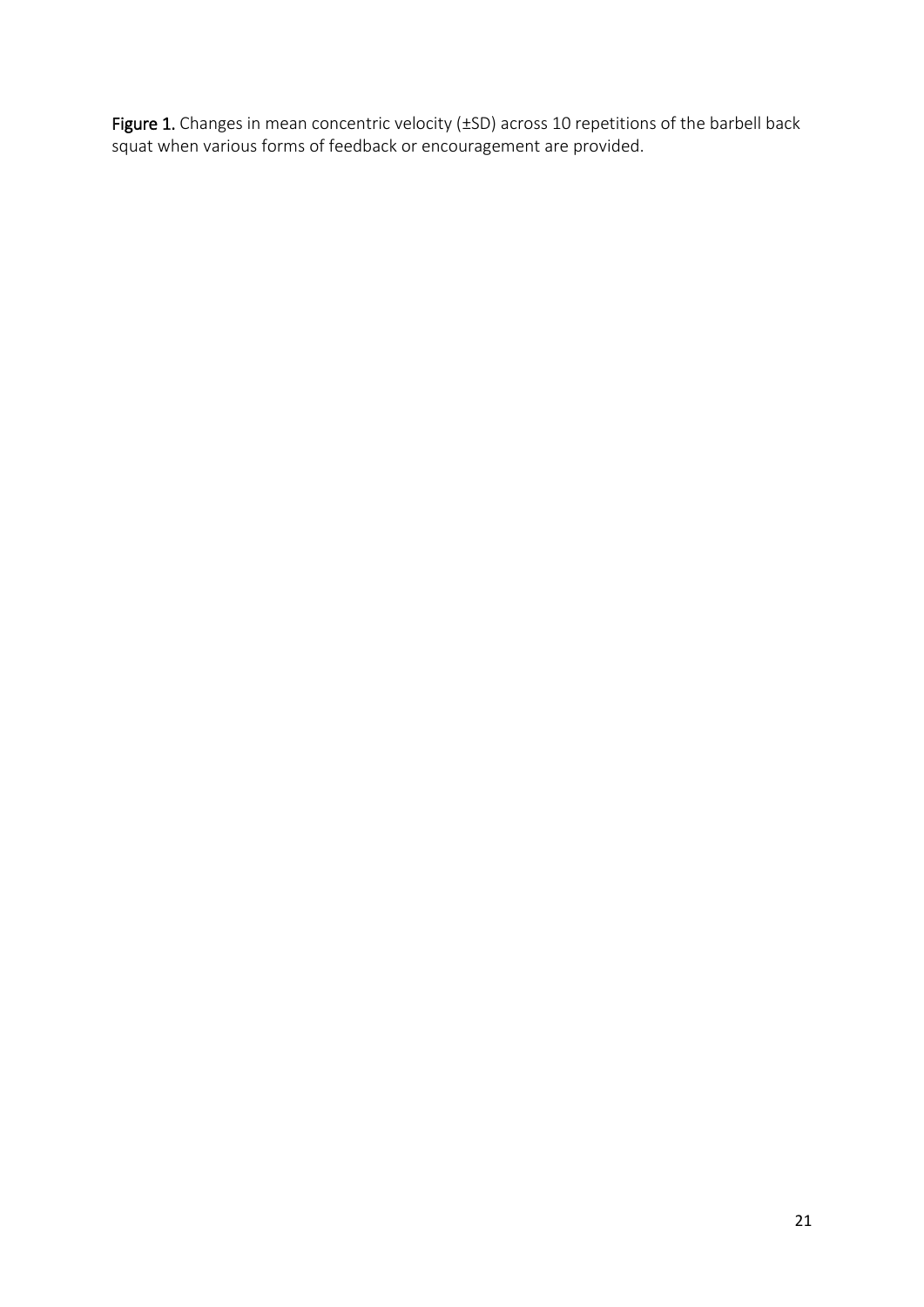**Figure 1.** Changes in mean concentric velocity (±SD) across 10 repetitions of the barbell back squat when various forms of feedback or encouragement are provided.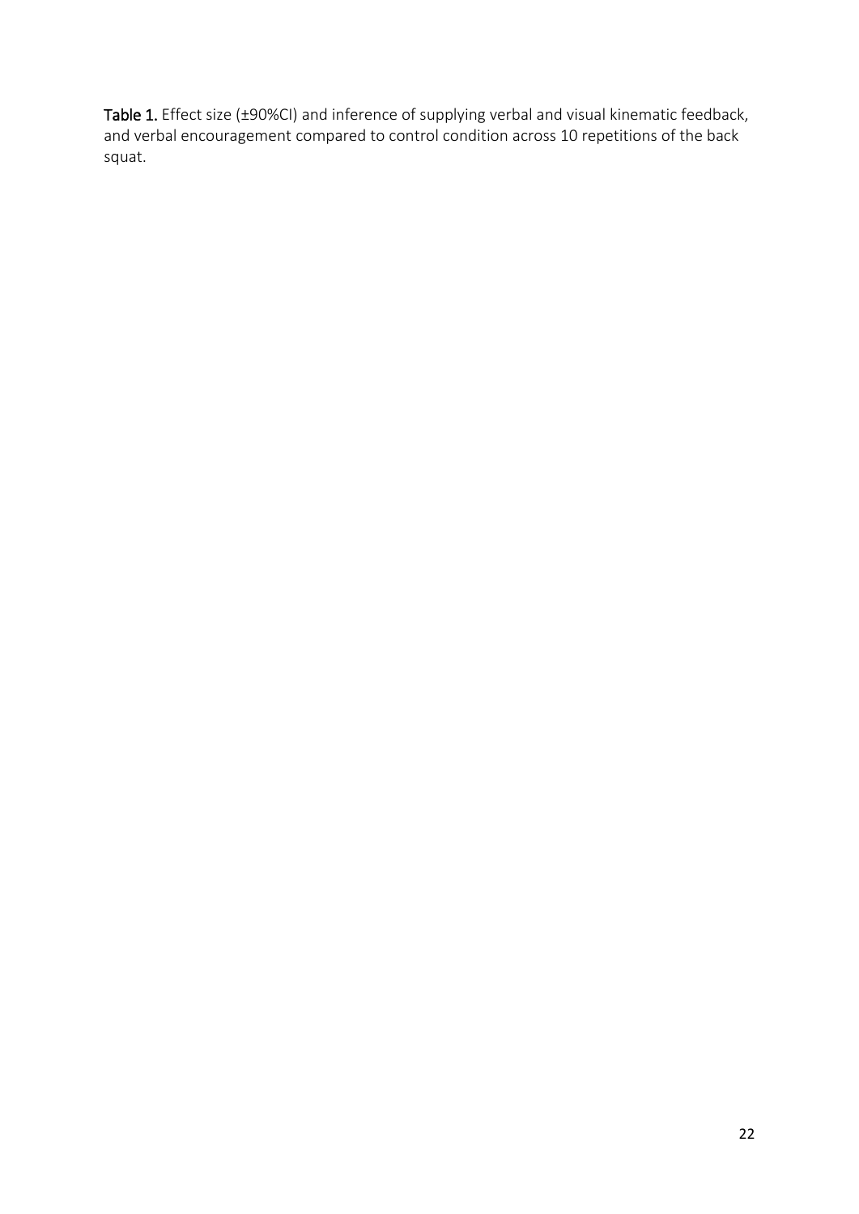**Table 1.** Effect size (±90%CI) and inference of supplying verbal and visual kinematic feedback, and verbal encouragement compared to control condition across 10 repetitions of the back squat.